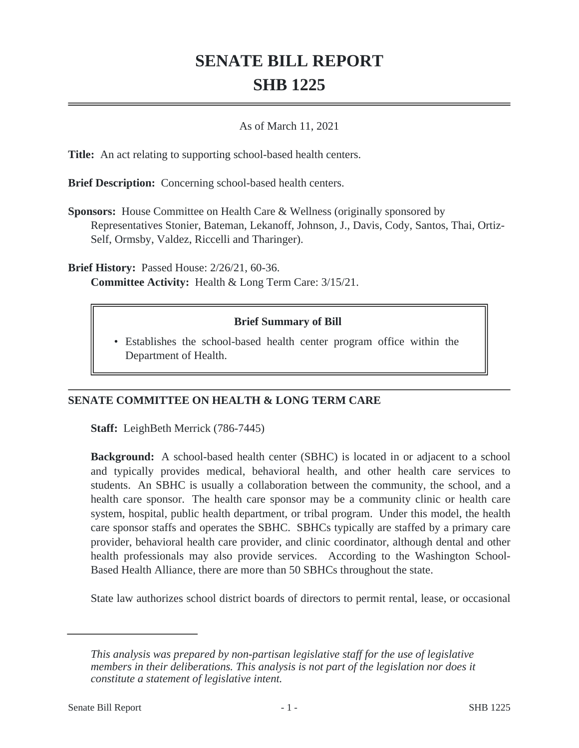# SENATE BILL REPORT

# SHB 1225

As of March 11, 2021

**Title:** An act relating to supporting school-based health centers.

**Brief Description:** Concerning school-based health centers.

**Sponsors:** House Committee on Health Care & Wellness (originally sponsored by Representatives Stonier, Bateman, Lekanoff, Johnson, J., Davis, Cody, Santos, Thai, Ortiz-Self, Ormsby, Valdez, Riccelli and Tharinger).

**Brief History:** Passed House: 2/26/21, 60-36.
**Committee Activity:** Health & Long Term Care: 3/15/21.

**Brief Summary of Bill**

- Establishes the school-based health center program office within the Department of Health.

## SENATE COMMITTEE ON HEALTH & LONG TERM CARE

**Staff:** LeighBeth Merrick (786-7445)

**Background:** A school-based health center (SBHC) is located in or adjacent to a school and typically provides medical, behavioral health, and other health care services to students. An SBHC is usually a collaboration between the community, the school, and a health care sponsor. The health care sponsor may be a community clinic or health care system, hospital, public health department, or tribal program. Under this model, the health care sponsor staffs and operates the SBHC. SBHCs typically are staffed by a primary care provider, behavioral health care provider, and clinic coordinator, although dental and other health professionals may also provide services. According to the Washington School-Based Health Alliance, there are more than 50 SBHCs throughout the state.

State law authorizes school district boards of directors to permit rental, lease, or occasional

---

*This analysis was prepared by non-partisan legislative staff for the use of legislative members in their deliberations. This analysis is not part of the legislation nor does it constitute a statement of legislative intent.*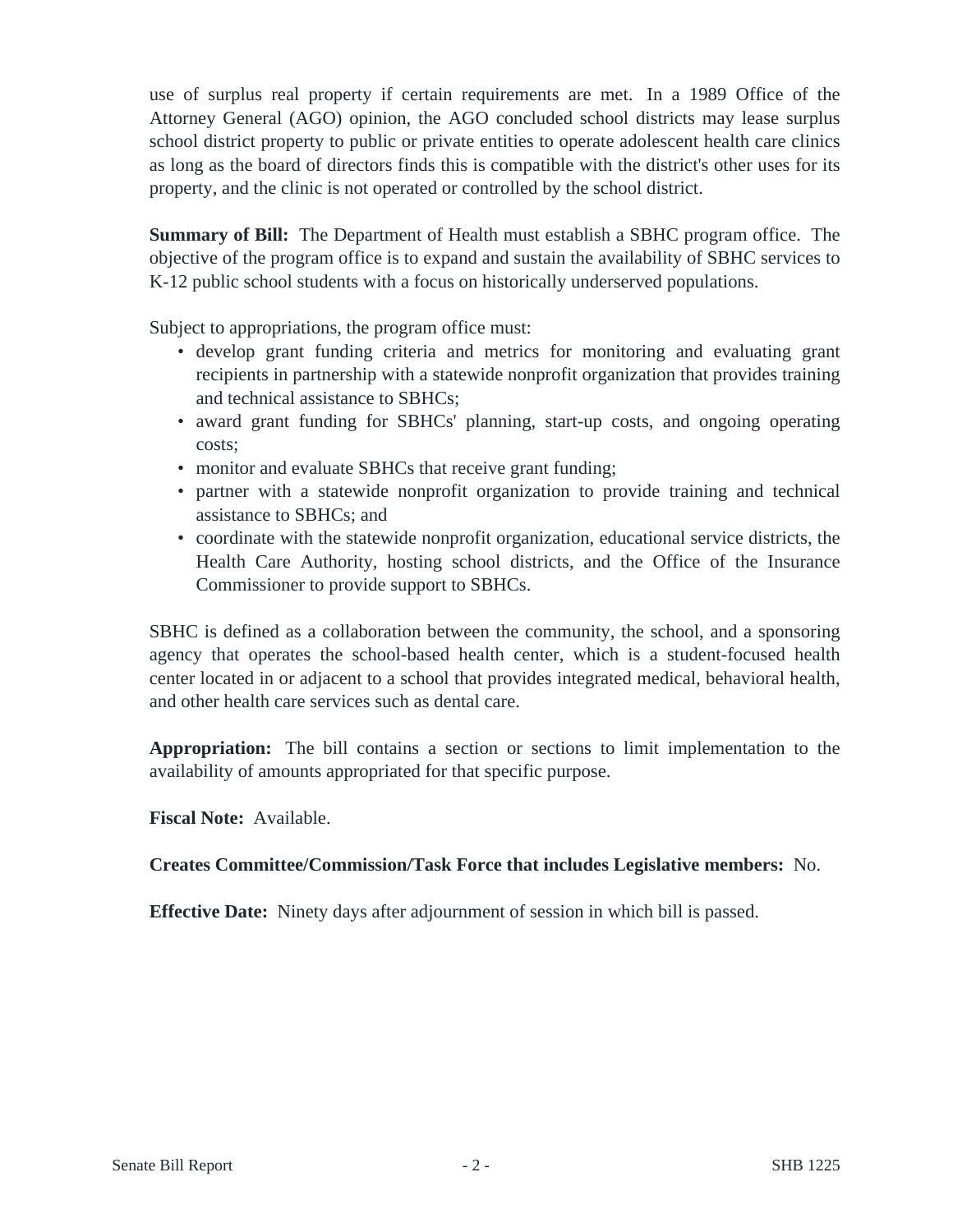use of surplus real property if certain requirements are met. In a 1989 Office of the Attorney General (AGO) opinion, the AGO concluded school districts may lease surplus school district property to public or private entities to operate adolescent health care clinics as long as the board of directors finds this is compatible with the district's other uses for its property, and the clinic is not operated or controlled by the school district.

**Summary of Bill:** The Department of Health must establish a SBHC program office. The objective of the program office is to expand and sustain the availability of SBHC services to K-12 public school students with a focus on historically underserved populations.

Subject to appropriations, the program office must:

- develop grant funding criteria and metrics for monitoring and evaluating grant recipients in partnership with a statewide nonprofit organization that provides training and technical assistance to SBHCs;
- award grant funding for SBHCs' planning, start-up costs, and ongoing operating costs;
- monitor and evaluate SBHCs that receive grant funding;
- partner with a statewide nonprofit organization to provide training and technical assistance to SBHCs; and
- coordinate with the statewide nonprofit organization, educational service districts, the Health Care Authority, hosting school districts, and the Office of the Insurance Commissioner to provide support to SBHCs.

SBHC is defined as a collaboration between the community, the school, and a sponsoring agency that operates the school-based health center, which is a student-focused health center located in or adjacent to a school that provides integrated medical, behavioral health, and other health care services such as dental care.

**Appropriation:** The bill contains a section or sections to limit implementation to the availability of amounts appropriated for that specific purpose.

**Fiscal Note:** Available.

**Creates Committee/Commission/Task Force that includes Legislative members:** No.

**Effective Date:** Ninety days after adjournment of session in which bill is passed.